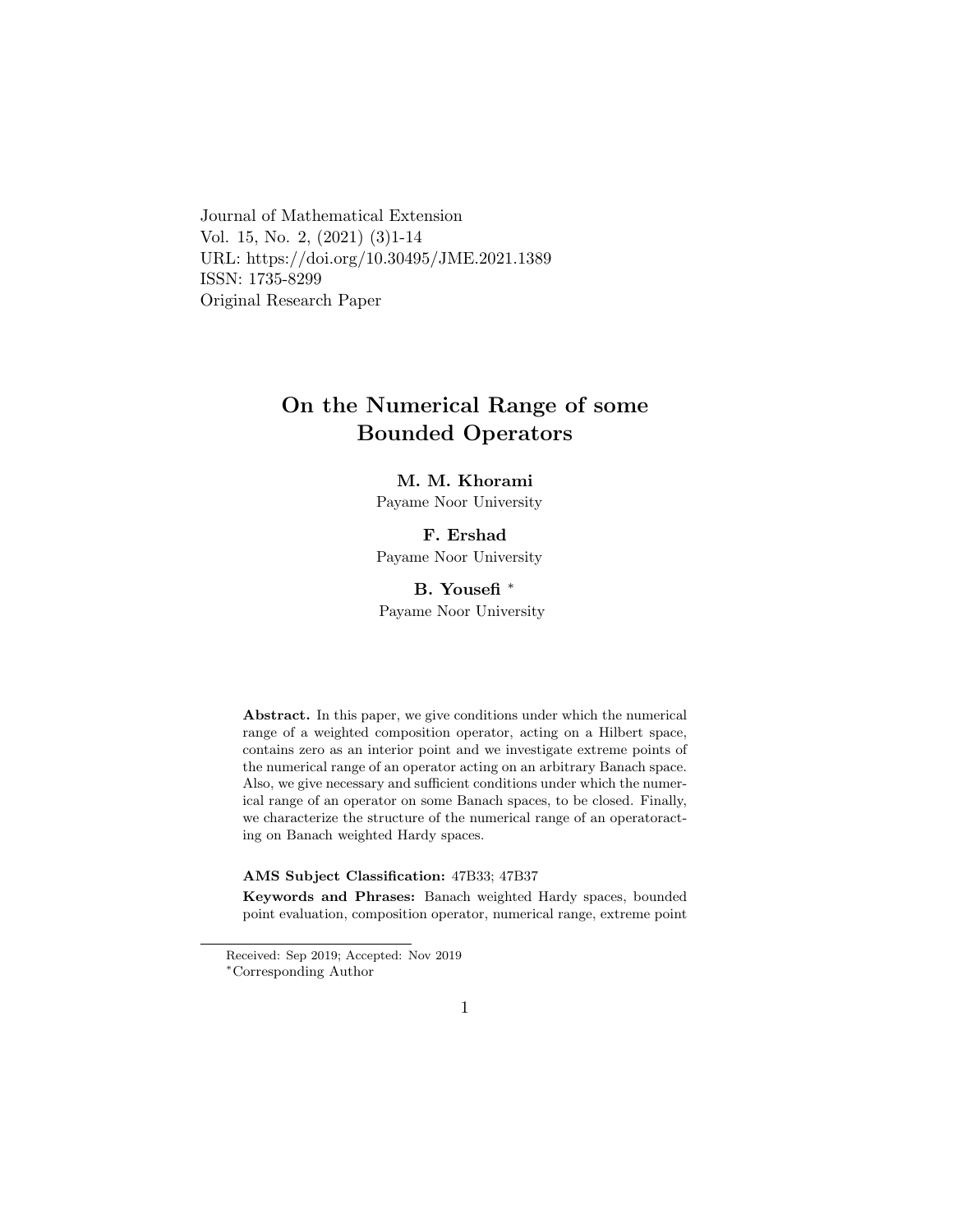Journal of Mathematical Extension
Vol. 15, No. 2, (2021) (3)1-14
URL: https://doi.org/10.30495/JME.2021.1389
ISSN: 1735-8299
Original Research Paper

# On the Numerical Range of some Bounded Operators

**M. M. Khorami**
Payame Noor University

**F. Ershad**
Payame Noor University

**B. Yousefi** [*]
Payame Noor University

**Abstract.** In this paper, we give conditions under which the numerical range of a weighted composition operator, acting on a Hilbert space, contains zero as an interior point and we investigate extreme points of the numerical range of an operator acting on an arbitrary Banach space. Also, we give necessary and sufficient conditions under which the numerical range of an operator on some Banach spaces, to be closed. Finally, we characterize the structure of the numerical range of an operatoracting on Banach weighted Hardy spaces.

**AMS Subject Classification:** 47B33; 47B37

**Keywords and Phrases:** Banach weighted Hardy spaces, bounded point evaluation, composition operator, numerical range, extreme point

---

Received: Sep 2019; Accepted: Nov 2019

[*]Corresponding Author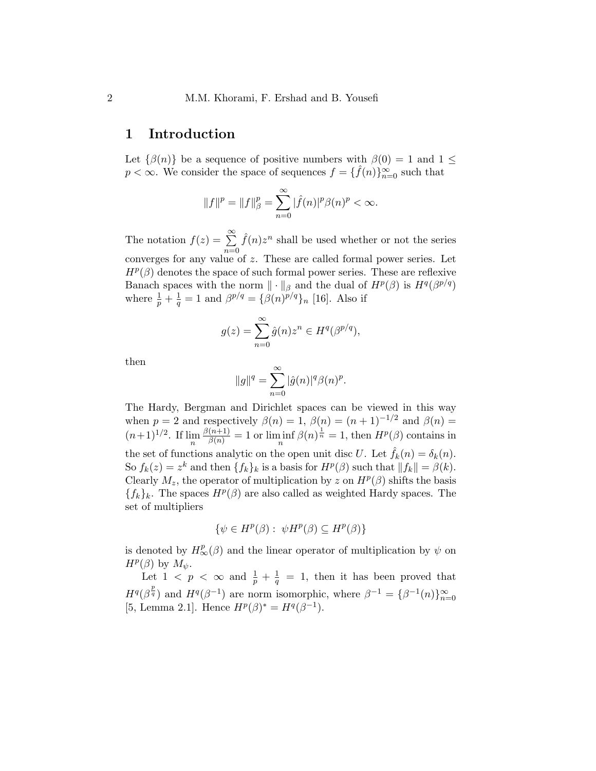## 1 Introduction

Let $\{\beta(n)\}$ be a sequence of positive numbers with $\beta(0) = 1$ and $1 \leq p < \infty$. We consider the space of sequences $f = \{\hat{f}(n)\}_{n=0}^{\infty}$ such that

$$\|f\|^p = \|f\|_\beta^p = \sum_{n=0}^{\infty} |\hat{f}(n)|^p \beta(n)^p < \infty.$$

The notation $f(z) = \sum_{n=0}^{\infty} \hat{f}(n) z^n$ shall be used whether or not the series converges for any value of $z$. These are called formal power series. Let $H^p(\beta)$ denotes the space of such formal power series. These are reflexive Banach spaces with the norm $\|\cdot\|_\beta$ and the dual of $H^p(\beta)$ is $H^q(\beta^{p/q})$ where $\frac{1}{p} + \frac{1}{q} = 1$ and $\beta^{p/q} = \{\beta(n)^{p/q}\}_n$ [16]. Also if

$$g(z) = \sum_{n=0}^{\infty} \hat{g}(n) z^n \in H^q(\beta^{p/q}),$$

then

$$\|g\|^q = \sum_{n=0}^{\infty} |\hat{g}(n)|^q \beta(n)^p.$$

The Hardy, Bergman and Dirichlet spaces can be viewed in this way when $p = 2$ and respectively $\beta(n) = 1$, $\beta(n) = (n+1)^{-1/2}$ and $\beta(n) = (n+1)^{1/2}$. If $\lim_n \frac{\beta(n+1)}{\beta(n)} = 1$ or $\liminf_n \beta(n)^{\frac{1}{n}} = 1$, then $H^p(\beta)$ contains in the set of functions analytic on the open unit disc $U$. Let $\hat{f}_k(n) = \delta_k(n)$. So $f_k(z) = z^k$ and then $\{f_k\}_k$ is a basis for $H^p(\beta)$ such that $\|f_k\| = \beta(k)$. Clearly $M_z$, the operator of multiplication by $z$ on $H^p(\beta)$ shifts the basis $\{f_k\}_k$. The spaces $H^p(\beta)$ are also called as weighted Hardy spaces. The set of multipliers

$$\{\psi \in H^p(\beta) : \ \psi H^p(\beta) \subseteq H^p(\beta)\}$$

is denoted by $H^p_\infty(\beta)$ and the linear operator of multiplication by $\psi$ on $H^p(\beta)$ by $M_\psi$.

Let $1 < p < \infty$ and $\frac{1}{p} + \frac{1}{q} = 1$, then it has been proved that $H^q(\beta^{\frac{p}{q}})$ and $H^q(\beta^{-1})$ are norm isomorphic, where $\beta^{-1} = \{\beta^{-1}(n)\}_{n=0}^{\infty}$ [5, Lemma 2.1]. Hence $H^p(\beta)^* = H^q(\beta^{-1})$.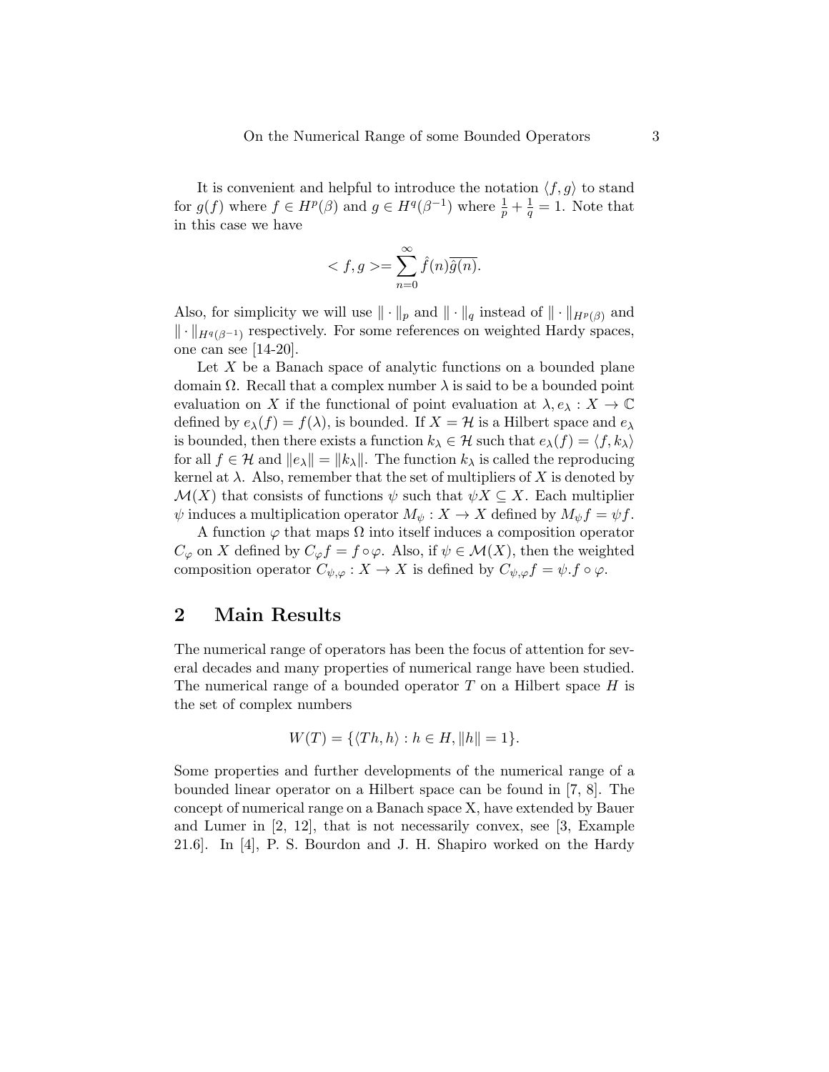It is convenient and helpful to introduce the notation $\langle f, g\rangle$ to stand for $g(f)$ where $f \in H^p(\beta)$ and $g \in H^q(\beta^{-1})$ where $\frac{1}{p}+\frac{1}{q}=1$. Note that in this case we have

$$< f, g >= \sum_{n=0}^{\infty} \hat{f}(n)\overline{\hat{g}(n)}.$$

Also, for simplicity we will use $\|\cdot\|_p$ and $\|\cdot\|_q$ instead of $\|\cdot\|_{H^p(\beta)}$ and $\|\cdot\|_{H^q(\beta^{-1})}$ respectively. For some references on weighted Hardy spaces, one can see [14-20].

Let $X$ be a Banach space of analytic functions on a bounded plane domain $\Omega$. Recall that a complex number $\lambda$ is said to be a bounded point evaluation on $X$ if the functional of point evaluation at $\lambda, e_\lambda : X \to \mathbb{C}$ defined by $e_\lambda(f) = f(\lambda)$, is bounded. If $X = \mathcal{H}$ is a Hilbert space and $e_\lambda$ is bounded, then there exists a function $k_\lambda \in \mathcal{H}$ such that $e_\lambda(f) = \langle f, k_\lambda\rangle$ for all $f \in \mathcal{H}$ and $\|e_\lambda\| = \|k_\lambda\|$. The function $k_\lambda$ is called the reproducing kernel at $\lambda$. Also, remember that the set of multipliers of $X$ is denoted by $\mathcal{M}(X)$ that consists of functions $\psi$ such that $\psi X \subseteq X$. Each multiplier $\psi$ induces a multiplication operator $M_\psi : X \to X$ defined by $M_\psi f = \psi f$.

A function $\varphi$ that maps $\Omega$ into itself induces a composition operator $C_\varphi$ on $X$ defined by $C_\varphi f = f \circ \varphi$. Also, if $\psi \in \mathcal{M}(X)$, then the weighted composition operator $C_{\psi,\varphi} : X \to X$ is defined by $C_{\psi,\varphi} f = \psi.f \circ \varphi$.

## 2 Main Results

The numerical range of operators has been the focus of attention for several decades and many properties of numerical range have been studied. The numerical range of a bounded operator $T$ on a Hilbert space $H$ is the set of complex numbers

$$W(T) = \{\langle Th, h\rangle : h \in H, \|h\| = 1\}.$$

Some properties and further developments of the numerical range of a bounded linear operator on a Hilbert space can be found in [7, 8]. The concept of numerical range on a Banach space X, have extended by Bauer and Lumer in [2, 12], that is not necessarily convex, see [3, Example 21.6]. In [4], P. S. Bourdon and J. H. Shapiro worked on the Hardy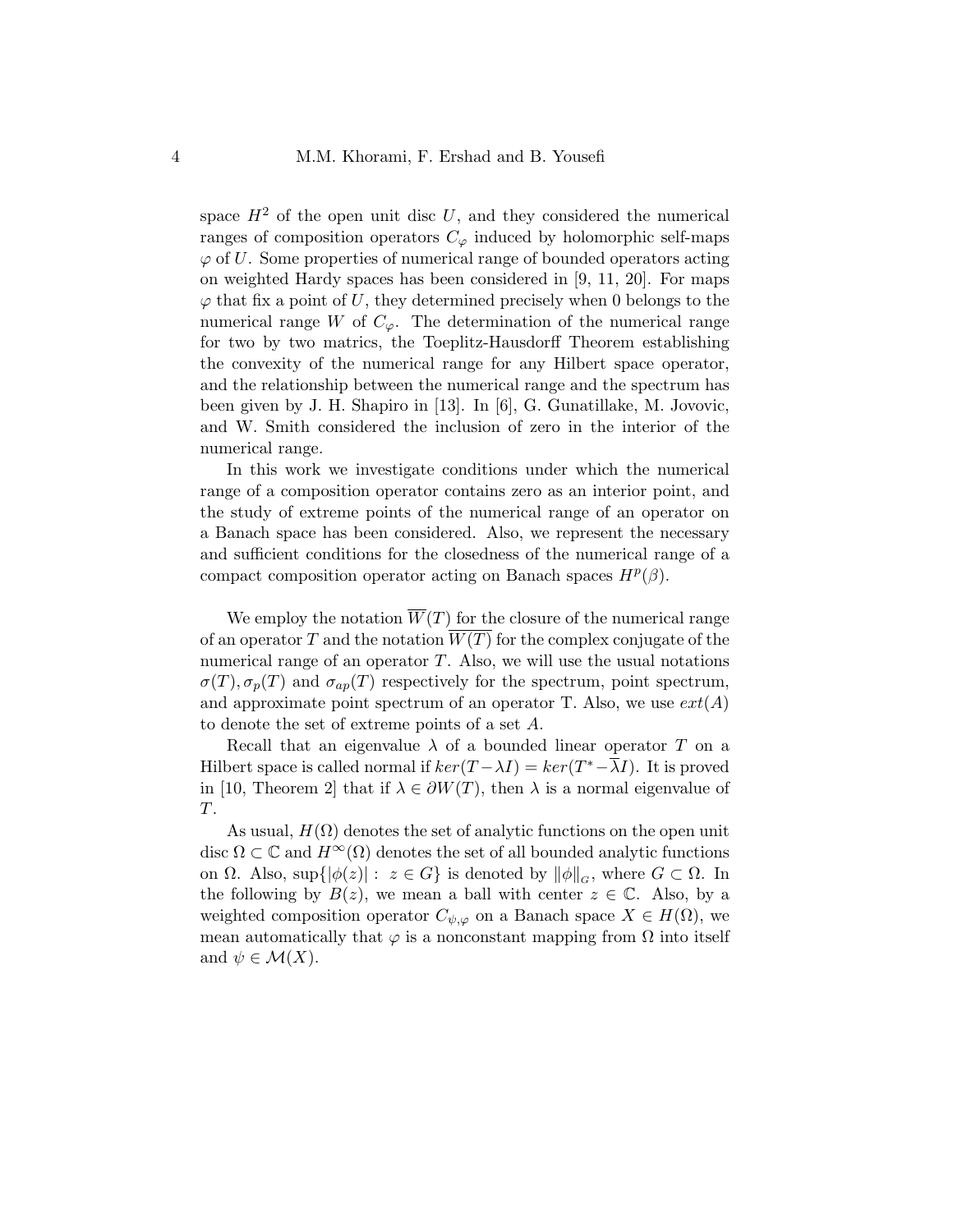space $H^2$ of the open unit disc $U$, and they considered the numerical ranges of composition operators $C_\varphi$ induced by holomorphic self-maps $\varphi$ of $U$. Some properties of numerical range of bounded operators acting on weighted Hardy spaces has been considered in [9, 11, 20]. For maps $\varphi$ that fix a point of $U$, they determined precisely when 0 belongs to the numerical range $W$ of $C_\varphi$. The determination of the numerical range for two by two matrics, the Toeplitz-Hausdorff Theorem establishing the convexity of the numerical range for any Hilbert space operator, and the relationship between the numerical range and the spectrum has been given by J. H. Shapiro in [13]. In [6], G. Gunatillake, M. Jovovic, and W. Smith considered the inclusion of zero in the interior of the numerical range.

In this work we investigate conditions under which the numerical range of a composition operator contains zero as an interior point, and the study of extreme points of the numerical range of an operator on a Banach space has been considered. Also, we represent the necessary and sufficient conditions for the closedness of the numerical range of a compact composition operator acting on Banach spaces $H^p(\beta)$.

We employ the notation $\overline{W}(T)$ for the closure of the numerical range of an operator $T$ and the notation $\overline{W(T)}$ for the complex conjugate of the numerical range of an operator $T$. Also, we will use the usual notations $\sigma(T), \sigma_p(T)$ and $\sigma_{ap}(T)$ respectively for the spectrum, point spectrum, and approximate point spectrum of an operator T. Also, we use $ext(A)$ to denote the set of extreme points of a set $A$.

Recall that an eigenvalue $\lambda$ of a bounded linear operator $T$ on a Hilbert space is called normal if $ker(T - \lambda I) = ker(T^* - \overline{\lambda} I)$. It is proved in [10, Theorem 2] that if $\lambda \in \partial W(T)$, then $\lambda$ is a normal eigenvalue of $T$.

As usual, $H(\Omega)$ denotes the set of analytic functions on the open unit disc $\Omega \subset \mathbb{C}$ and $H^\infty(\Omega)$ denotes the set of all bounded analytic functions on $\Omega$. Also, $\sup\{|\phi(z)| : \ z \in G\}$ is denoted by $\|\phi\|_G$, where $G \subset \Omega$. In the following by $B(z)$, we mean a ball with center $z \in \mathbb{C}$. Also, by a weighted composition operator $C_{\psi,\varphi}$ on a Banach space $X \in H(\Omega)$, we mean automatically that $\varphi$ is a nonconstant mapping from $\Omega$ into itself and $\psi \in \mathcal{M}(X)$.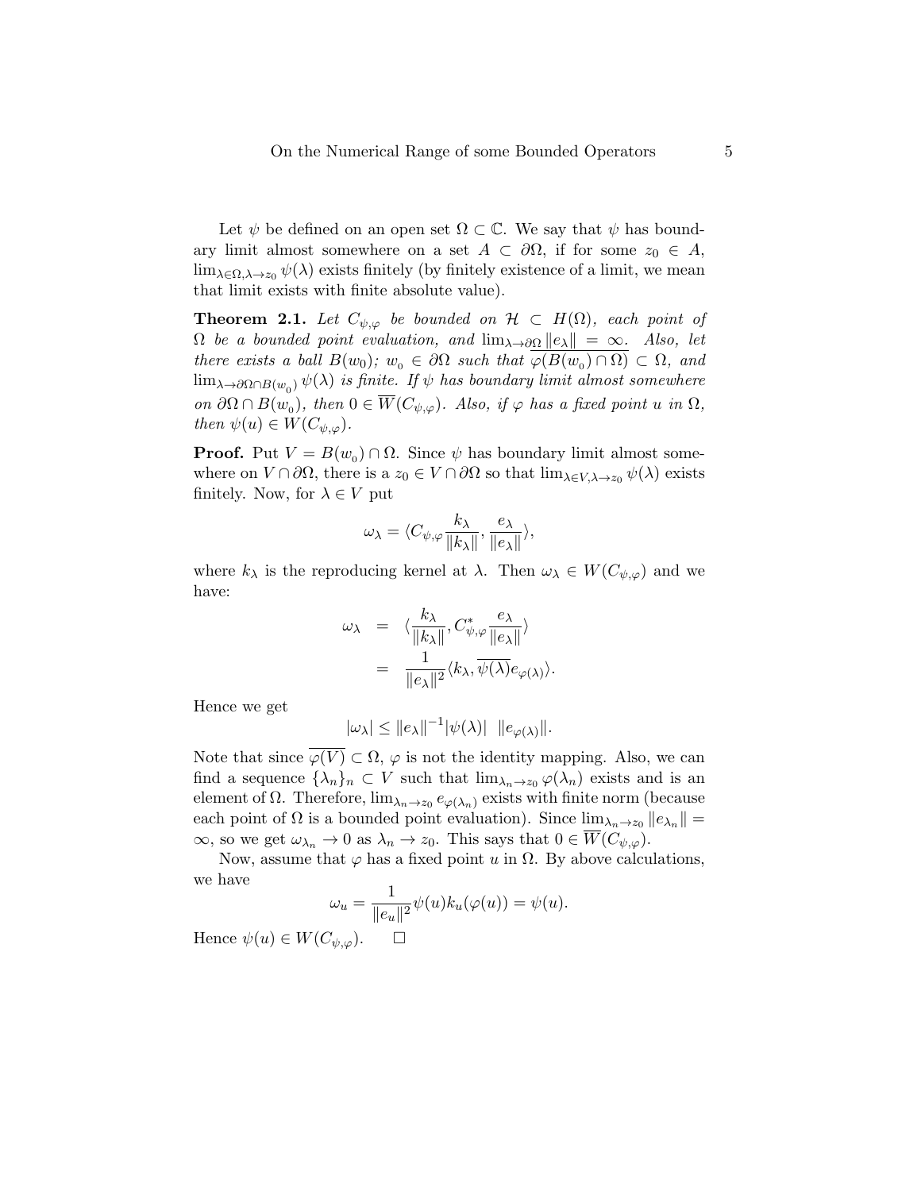Let $\psi$ be defined on an open set $\Omega \subset \mathbb{C}$. We say that $\psi$ has boundary limit almost somewhere on a set $A \subset \partial\Omega$, if for some $z_0 \in A$, $\lim_{\lambda \in \Omega, \lambda \to z_0} \psi(\lambda)$ exists finitely (by finitely existence of a limit, we mean that limit exists with finite absolute value).

**Theorem 2.1.** *Let $C_{\psi,\varphi}$ be bounded on $\mathcal{H} \subset H(\Omega)$, each point of $\Omega$ be a bounded point evaluation, and $\lim_{\lambda \to \partial\Omega} \|e_\lambda\| = \infty$. Also, let there exists a ball $B(w_0)$; $w_0 \in \partial\Omega$ such that $\overline{\varphi(B(w_0) \cap \Omega)} \subset \Omega$, and $\lim_{\lambda \to \partial\Omega \cap B(w_0)} \psi(\lambda)$ is finite. If $\psi$ has boundary limit almost somewhere on $\partial\Omega \cap B(w_0)$, then $0 \in \overline{W}(C_{\psi,\varphi})$. Also, if $\varphi$ has a fixed point $u$ in $\Omega$, then $\psi(u) \in W(C_{\psi,\varphi})$.*

**Proof.** Put $V = B(w_0) \cap \Omega$. Since $\psi$ has boundary limit almost somewhere on $V \cap \partial\Omega$, there is a $z_0 \in V \cap \partial\Omega$ so that $\lim_{\lambda \in V, \lambda \to z_0} \psi(\lambda)$ exists finitely. Now, for $\lambda \in V$ put

$$\omega_\lambda = \langle C_{\psi,\varphi} \frac{k_\lambda}{\|k_\lambda\|}, \frac{e_\lambda}{\|e_\lambda\|} \rangle,$$

where $k_\lambda$ is the reproducing kernel at $\lambda$. Then $\omega_\lambda \in W(C_{\psi,\varphi})$ and we have:

$$\begin{aligned} \omega_\lambda &= \langle \frac{k_\lambda}{\|k_\lambda\|}, C^*_{\psi,\varphi} \frac{e_\lambda}{\|e_\lambda\|} \rangle \\ &= \frac{1}{\|e_\lambda\|^2} \langle k_\lambda, \overline{\psi(\lambda)} e_{\varphi(\lambda)} \rangle. \end{aligned}$$

Hence we get

$$|\omega_\lambda| \leq \|e_\lambda\|^{-1} |\psi(\lambda)| \;\; \|e_{\varphi(\lambda)}\|.$$

Note that since $\overline{\varphi(V)} \subset \Omega$, $\varphi$ is not the identity mapping. Also, we can find a sequence $\{\lambda_n\}_n \subset V$ such that $\lim_{\lambda_n \to z_0} \varphi(\lambda_n)$ exists and is an element of $\Omega$. Therefore, $\lim_{\lambda_n \to z_0} e_{\varphi(\lambda_n)}$ exists with finite norm (because each point of $\Omega$ is a bounded point evaluation). Since $\lim_{\lambda_n \to z_0} \|e_{\lambda_n}\| = \infty$, so we get $\omega_{\lambda_n} \to 0$ as $\lambda_n \to z_0$. This says that $0 \in \overline{W}(C_{\psi,\varphi})$.

Now, assume that $\varphi$ has a fixed point $u$ in $\Omega$. By above calculations, we have

$$\omega_u = \frac{1}{\|e_u\|^2} \psi(u) k_u(\varphi(u)) = \psi(u).$$

Hence $\psi(u) \in W(C_{\psi,\varphi})$. $\square$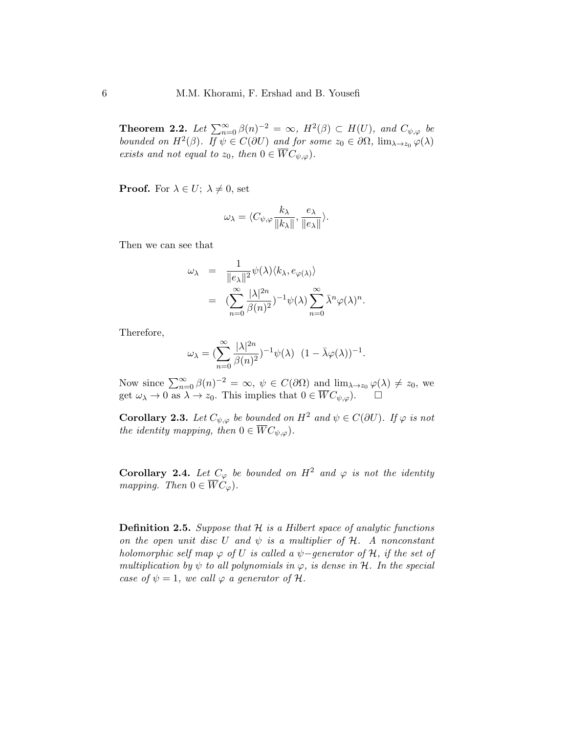**Theorem 2.2.** *Let $\sum_{n=0}^{\infty} \beta(n)^{-2} = \infty$, $H^2(\beta) \subset H(U)$, and $C_{\psi,\varphi}$ be bounded on $H^2(\beta)$. If $\psi \in C(\partial U)$ and for some $z_0 \in \partial\Omega$, $\lim_{\lambda \to z_0} \varphi(\lambda)$ exists and not equal to $z_0$, then $0 \in \overline{W}C_{\psi,\varphi})$.*

**Proof.** For $\lambda \in U;\ \lambda \neq 0$, set

$$\omega_\lambda = \langle C_{\psi,\varphi} \frac{k_\lambda}{\|k_\lambda\|}, \frac{e_\lambda}{\|e_\lambda\|} \rangle.$$

Then we can see that

$$\begin{aligned} \omega_\lambda &= \frac{1}{\|e_\lambda\|^2} \psi(\lambda) \langle k_\lambda, e_{\varphi(\lambda)} \rangle \\ &= (\sum_{n=0}^{\infty} \frac{|\lambda|^{2n}}{\beta(n)^2})^{-1} \psi(\lambda) \sum_{n=0}^{\infty} \bar{\lambda}^n \varphi(\lambda)^n. \end{aligned}$$

Therefore,

$$\omega_\lambda = (\sum_{n=0}^{\infty} \frac{|\lambda|^{2n}}{\beta(n)^2})^{-1} \psi(\lambda) \ \ (1 - \bar{\lambda}\varphi(\lambda))^{-1}.$$

Now since $\sum_{n=0}^{\infty} \beta(n)^{-2} = \infty$, $\psi \in C(\partial\Omega)$ and $\lim_{\lambda \to z_0} \varphi(\lambda) \neq z_0$, we get $\omega_\lambda \to 0$ as $\lambda \to z_0$. This implies that $0 \in \overline{W}C_{\psi,\varphi})$. $\square$

**Corollary 2.3.** *Let $C_{\psi,\varphi}$ be bounded on $H^2$ and $\psi \in C(\partial U)$. If $\varphi$ is not the identity mapping, then $0 \in \overline{W}C_{\psi,\varphi})$.*

**Corollary 2.4.** *Let $C_\varphi$ be bounded on $H^2$ and $\varphi$ is not the identity mapping. Then $0 \in \overline{W}C_\varphi)$.*

**Definition 2.5.** *Suppose that $\mathcal{H}$ is a Hilbert space of analytic functions on the open unit disc $U$ and $\psi$ is a multiplier of $\mathcal{H}$. A nonconstant holomorphic self map $\varphi$ of $U$ is called a $\psi-$generator of $\mathcal{H}$, if the set of multiplication by $\psi$ to all polynomials in $\varphi$, is dense in $\mathcal{H}$. In the special case of $\psi = 1$, we call $\varphi$ a generator of $\mathcal{H}$.*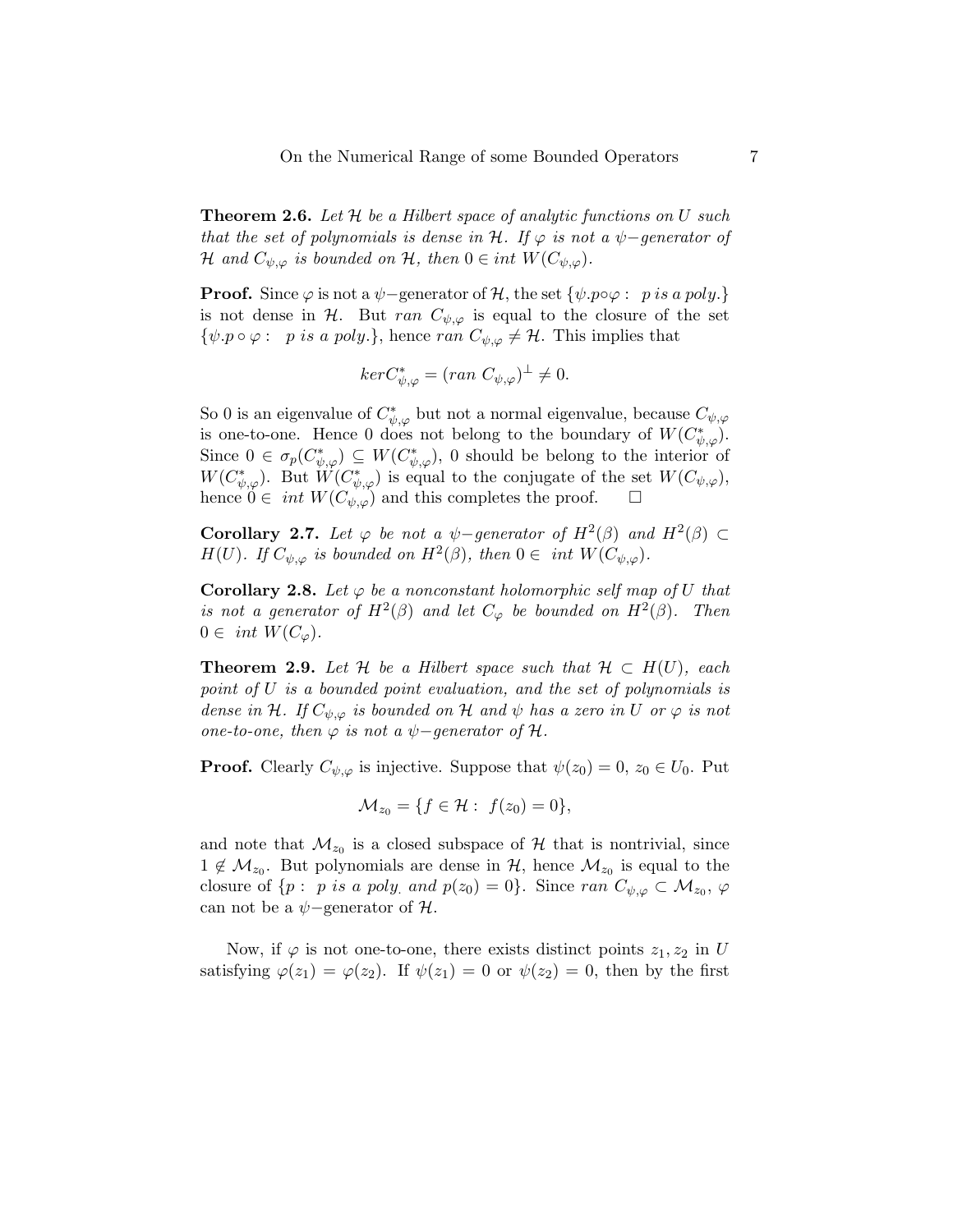**Theorem 2.6.** *Let $\mathcal{H}$ be a Hilbert space of analytic functions on $U$ such that the set of polynomials is dense in $\mathcal{H}$. If $\varphi$ is not a $\psi-$generator of $\mathcal{H}$ and $C_{\psi,\varphi}$ is bounded on $\mathcal{H}$, then $0 \in int\ W(C_{\psi,\varphi})$.*

**Proof.** Since $\varphi$ is not a $\psi-$generator of $\mathcal{H}$, the set $\{\psi.p\circ\varphi : \ p \ is \ a \ poly.\}$ is not dense in $\mathcal{H}$. But $ran\ C_{\psi,\varphi}$ is equal to the closure of the set $\{\psi.p\circ\varphi : \ p \ is \ a \ poly.\}$, hence $ran\ C_{\psi,\varphi} \neq \mathcal{H}$. This implies that

$$kerC^*_{\psi,\varphi} = (ran\ C_{\psi,\varphi})^{\perp} \neq 0.$$

So 0 is an eigenvalue of $C^*_{\psi,\varphi}$ but not a normal eigenvalue, because $C_{\psi,\varphi}$ is one-to-one. Hence 0 does not belong to the boundary of $W(C^*_{\psi,\varphi})$. Since $0 \in \sigma_p(C^*_{\psi,\varphi}) \subseteq W(C^*_{\psi,\varphi})$, 0 should be belong to the interior of $W(C^*_{\psi,\varphi})$. But $W(C^*_{\psi,\varphi})$ is equal to the conjugate of the set $W(C_{\psi,\varphi})$, hence $0 \in \ int\ W(C_{\psi,\varphi})$ and this completes the proof. $\square$

**Corollary 2.7.** *Let $\varphi$ be not a $\psi-$generator of $H^2(\beta)$ and $H^2(\beta) \subset H(U)$. If $C_{\psi,\varphi}$ is bounded on $H^2(\beta)$, then $0 \in \ int\ W(C_{\psi,\varphi})$.*

**Corollary 2.8.** *Let $\varphi$ be a nonconstant holomorphic self map of $U$ that is not a generator of $H^2(\beta)$ and let $C_\varphi$ be bounded on $H^2(\beta)$. Then $0 \in \ int\ W(C_\varphi)$.*

**Theorem 2.9.** *Let $\mathcal{H}$ be a Hilbert space such that $\mathcal{H} \subset H(U)$, each point of $U$ is a bounded point evaluation, and the set of polynomials is dense in $\mathcal{H}$. If $C_{\psi,\varphi}$ is bounded on $\mathcal{H}$ and $\psi$ has a zero in $U$ or $\varphi$ is not one-to-one, then $\varphi$ is not a $\psi-$generator of $\mathcal{H}$.*

**Proof.** Clearly $C_{\psi,\varphi}$ is injective. Suppose that $\psi(z_0) = 0$, $z_0 \in U_0$. Put

$$\mathcal{M}_{z_0} = \{f \in \mathcal{H} : \ f(z_0) = 0\},$$

and note that $\mathcal{M}_{z_0}$ is a closed subspace of $\mathcal{H}$ that is nontrivial, since $1 \notin \mathcal{M}_{z_0}$. But polynomials are dense in $\mathcal{H}$, hence $\mathcal{M}_{z_0}$ is equal to the closure of $\{p : \ p \ is \ a \ poly. \ and \ p(z_0) = 0\}$. Since $ran\ C_{\psi,\varphi} \subset \mathcal{M}_{z_0}$, $\varphi$ can not be a $\psi-$generator of $\mathcal{H}$.

Now, if $\varphi$ is not one-to-one, there exists distinct points $z_1, z_2$ in $U$ satisfying $\varphi(z_1) = \varphi(z_2)$. If $\psi(z_1) = 0$ or $\psi(z_2) = 0$, then by the first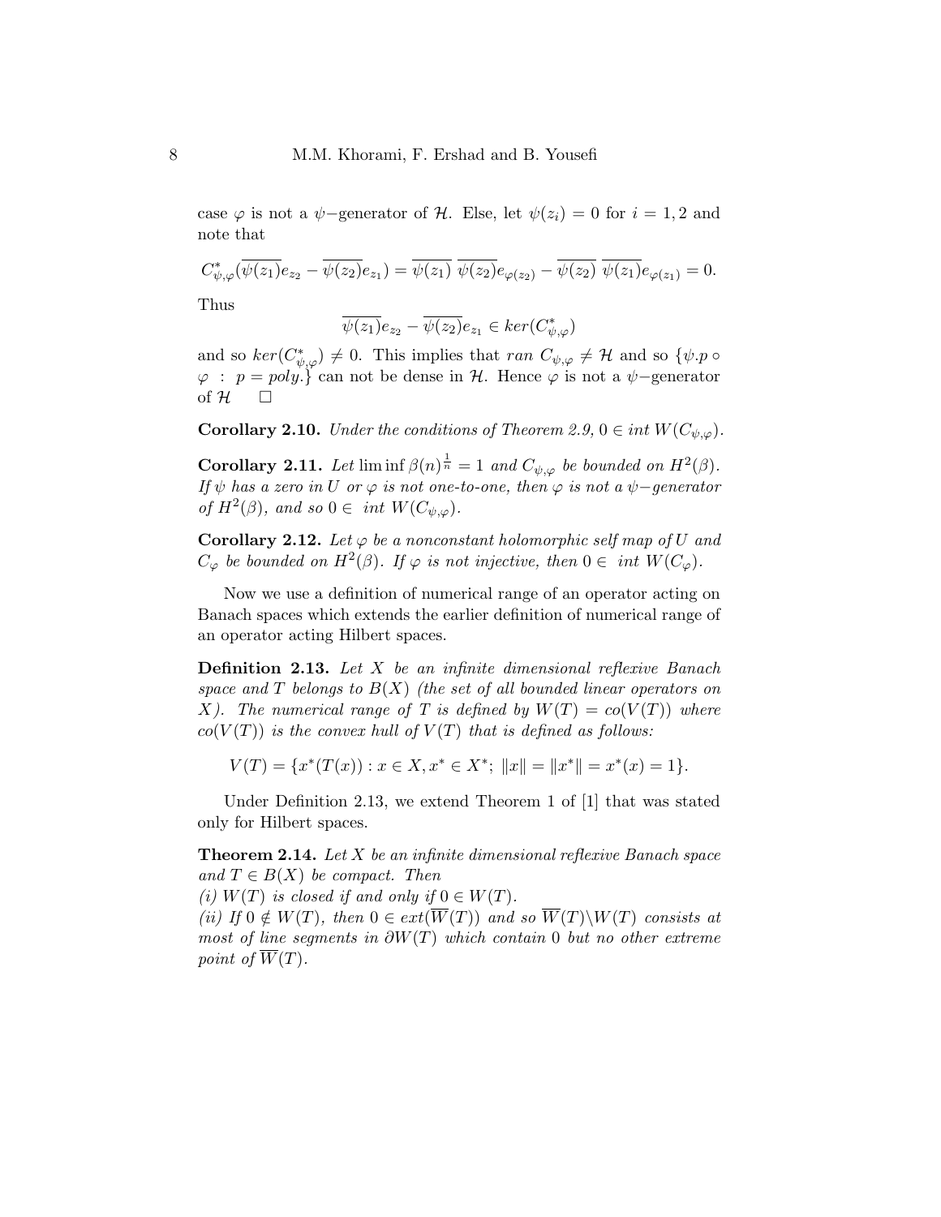case $\varphi$ is not a $\psi-$generator of $\mathcal{H}$. Else, let $\psi(z_i) = 0$ for $i = 1, 2$ and note that

$$C^*_{\psi,\varphi}(\overline{\psi(z_1)}e_{z_2} - \overline{\psi(z_2)}e_{z_1}) = \overline{\psi(z_1)}\ \overline{\psi(z_2)}e_{\varphi(z_2)} - \overline{\psi(z_2)}\ \overline{\psi(z_1)}e_{\varphi(z_1)} = 0.$$

Thus

$$\overline{\psi(z_1)}e_{z_2} - \overline{\psi(z_2)}e_{z_1} \in ker(C^*_{\psi,\varphi})$$

and so $ker(C^*_{\psi,\varphi}) \neq 0$. This implies that $ran\ C_{\psi,\varphi} \neq \mathcal{H}$ and so $\{\psi.p \circ \varphi\ :\ p = poly.\}$ can not be dense in $\mathcal{H}$. Hence $\varphi$ is not a $\psi-$generator of $\mathcal{H}$ $\square$

**Corollary 2.10.** *Under the conditions of Theorem 2.9,* $0 \in int\ W(C_{\psi,\varphi})$.

**Corollary 2.11.** *Let* $\liminf \beta(n)^{\frac{1}{n}} = 1$ *and* $C_{\psi,\varphi}$ *be bounded on* $H^2(\beta)$*. If* $\psi$ *has a zero in* $U$ *or* $\varphi$ *is not one-to-one, then* $\varphi$ *is not a* $\psi-$*generator of* $H^2(\beta)$*, and so* $0 \in\ int\ W(C_{\psi,\varphi})$.

**Corollary 2.12.** *Let* $\varphi$ *be a nonconstant holomorphic self map of* $U$ *and* $C_\varphi$ *be bounded on* $H^2(\beta)$*. If* $\varphi$ *is not injective, then* $0 \in\ int\ W(C_\varphi)$.

Now we use a definition of numerical range of an operator acting on Banach spaces which extends the earlier definition of numerical range of an operator acting Hilbert spaces.

**Definition 2.13.** *Let* $X$ *be an infinite dimensional reflexive Banach space and* $T$ *belongs to* $B(X)$ *(the set of all bounded linear operators on* $X$*). The numerical range of* $T$ *is defined by* $W(T) = co(V(T))$ *where* $co(V(T))$ *is the convex hull of* $V(T)$ *that is defined as follows:*

$$V(T) = \{x^*(T(x)) : x \in X, x^* \in X^*;\ \|x\| = \|x^*\| = x^*(x) = 1\}.$$

Under Definition 2.13, we extend Theorem 1 of [1] that was stated only for Hilbert spaces.

**Theorem 2.14.** *Let* $X$ *be an infinite dimensional reflexive Banach space and* $T \in B(X)$ *be compact. Then*
*(i)* $W(T)$ *is closed if and only if* $0 \in W(T)$.
*(ii) If* $0 \notin W(T)$*, then* $0 \in ext(\overline{W}(T))$ *and so* $\overline{W}(T)\backslash W(T)$ *consists at most of line segments in* $\partial W(T)$ *which contain* $0$ *but no other extreme point of* $\overline{W}(T)$.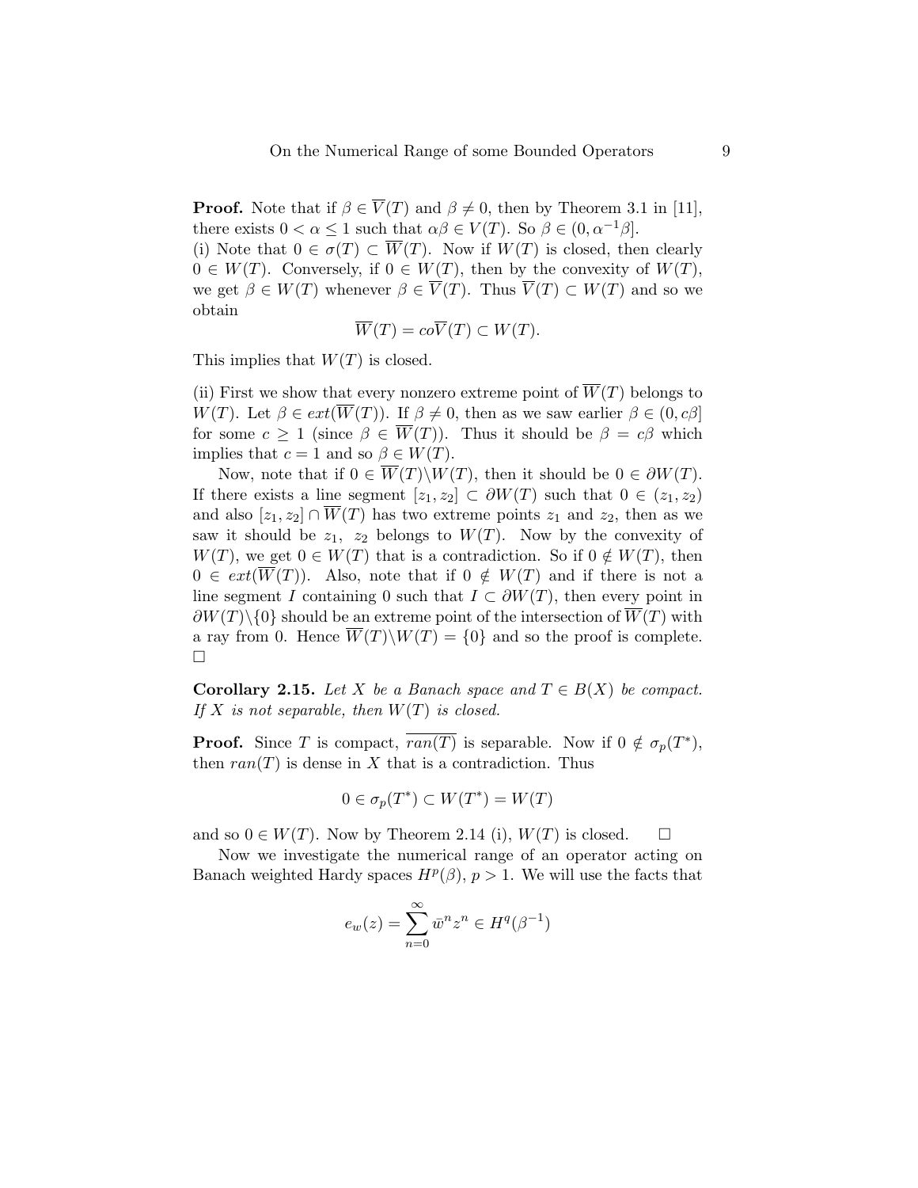**Proof.** Note that if $\beta \in \overline{V}(T)$ and $\beta \neq 0$, then by Theorem 3.1 in [11], there exists $0 < \alpha \leq 1$ such that $\alpha\beta \in V(T)$. So $\beta \in (0, \alpha^{-1}\beta]$.
(i) Note that $0 \in \sigma(T) \subset \overline{W}(T)$. Now if $W(T)$ is closed, then clearly $0 \in W(T)$. Conversely, if $0 \in W(T)$, then by the convexity of $W(T)$, we get $\beta \in W(T)$ whenever $\beta \in \overline{V}(T)$. Thus $\overline{V}(T) \subset W(T)$ and so we obtain

$$\overline{W}(T) = co\overline{V}(T) \subset W(T).$$

This implies that $W(T)$ is closed.

(ii) First we show that every nonzero extreme point of $\overline{W}(T)$ belongs to $W(T)$. Let $\beta \in ext(\overline{W}(T))$. If $\beta \neq 0$, then as we saw earlier $\beta \in (0, c\beta]$ for some $c \geq 1$ (since $\beta \in \overline{W}(T)$). Thus it should be $\beta = c\beta$ which implies that $c = 1$ and so $\beta \in W(T)$.

Now, note that if $0 \in \overline{W}(T) \backslash W(T)$, then it should be $0 \in \partial W(T)$. If there exists a line segment $[z_1, z_2] \subset \partial W(T)$ such that $0 \in (z_1, z_2)$ and also $[z_1, z_2] \cap \overline{W}(T)$ has two extreme points $z_1$ and $z_2$, then as we saw it should be $z_1$, $z_2$ belongs to $W(T)$. Now by the convexity of $W(T)$, we get $0 \in W(T)$ that is a contradiction. So if $0 \notin W(T)$, then $0 \in ext(\overline{W}(T))$. Also, note that if $0 \notin W(T)$ and if there is not a line segment $I$ containing 0 such that $I \subset \partial W(T)$, then every point in $\partial W(T) \backslash \{0\}$ should be an extreme point of the intersection of $\overline{W}(T)$ with a ray from 0. Hence $\overline{W}(T) \backslash W(T) = \{0\}$ and so the proof is complete. □

**Corollary 2.15.** *Let $X$ be a Banach space and $T \in B(X)$ be compact. If $X$ is not separable, then $W(T)$ is closed.*

**Proof.** Since $T$ is compact, $\overline{ran(T)}$ is separable. Now if $0 \notin \sigma_p(T^*)$, then $ran(T)$ is dense in $X$ that is a contradiction. Thus

$$0 \in \sigma_p(T^*) \subset W(T^*) = W(T)$$

and so $0 \in W(T)$. Now by Theorem 2.14 (i), $W(T)$ is closed. □

Now we investigate the numerical range of an operator acting on Banach weighted Hardy spaces $H^p(\beta)$, $p > 1$. We will use the facts that

$$e_w(z) = \sum_{n=0}^{\infty} \bar{w}^n z^n \in H^q(\beta^{-1})$$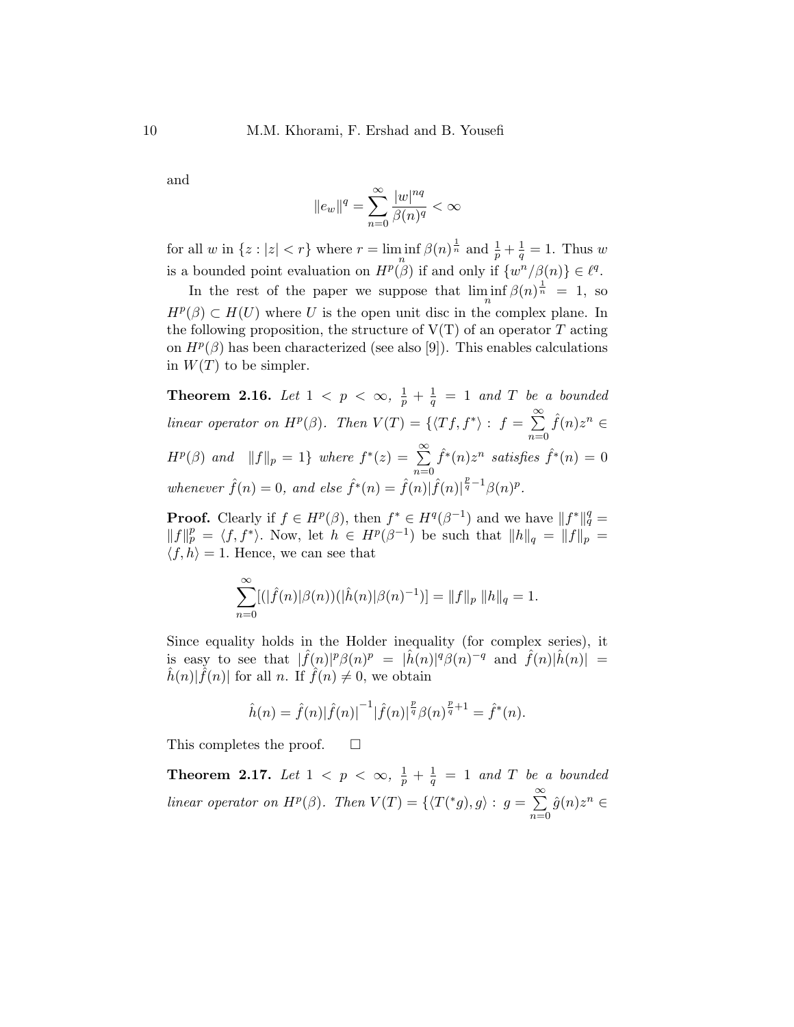and

$$\|e_w\|^q = \sum_{n=0}^{\infty} \frac{|w|^{nq}}{\beta(n)^q} < \infty$$

for all $w$ in $\{z : |z| < r\}$ where $r = \liminf_n \beta(n)^{\frac{1}{n}}$ and $\frac{1}{p} + \frac{1}{q} = 1$. Thus $w$ is a bounded point evaluation on $H^p(\beta)$ if and only if $\{w^n/\beta(n)\} \in \ell^q$.

In the rest of the paper we suppose that $\liminf_n \beta(n)^{\frac{1}{n}} = 1$, so $H^p(\beta) \subset H(U)$ where $U$ is the open unit disc in the complex plane. In the following proposition, the structure of V(T) of an operator $T$ acting on $H^p(\beta)$ has been characterized (see also [9]). This enables calculations in $W(T)$ to be simpler.

**Theorem 2.16.** *Let $1 < p < \infty$, $\frac{1}{p} + \frac{1}{q} = 1$ and $T$ be a bounded linear operator on $H^p(\beta)$. Then $V(T) = \{\langle Tf, f^* \rangle : f = \sum_{n=0}^{\infty} \hat{f}(n)z^n \in H^p(\beta)$ and $\|f\|_p = 1\}$ where $f^*(z) = \sum_{n=0}^{\infty} \hat{f}^*(n)z^n$ satisfies $\hat{f}^*(n) = 0$ whenever $\hat{f}(n) = 0$, and else $\hat{f}^*(n) = \hat{f}(n)|\hat{f}(n)|^{\frac{p}{q}-1}\beta(n)^p$.*

**Proof.** Clearly if $f \in H^p(\beta)$, then $f^* \in H^q(\beta^{-1})$ and we have $\|f^*\|_q^q = \|f\|_p^p = \langle f, f^* \rangle$. Now, let $h \in H^p(\beta^{-1})$ be such that $\|h\|_q = \|f\|_p = \langle f, h \rangle = 1$. Hence, we can see that

$$\sum_{n=0}^{\infty} [(|\hat{f}(n)|\beta(n))(|\hat{h}(n)|\beta(n)^{-1})] = \|f\|_p \, \|h\|_q = 1.$$

Since equality holds in the Holder inequality (for complex series), it is easy to see that $|\hat{f}(n)|^p \beta(n)^p = |\hat{h}(n)|^q \beta(n)^{-q}$ and $\hat{f}(n)|\hat{h}(n)| = \hat{h}(n)|\hat{f}(n)|$ for all $n$. If $\hat{f}(n) \neq 0$, we obtain

$$\hat{h}(n) = \hat{f}(n)|\hat{f}(n)|^{-1}|\hat{f}(n)|^{\frac{p}{q}}\beta(n)^{\frac{p}{q}+1} = \hat{f}^*(n).$$

This completes the proof. $\square$

**Theorem 2.17.** *Let $1 < p < \infty$, $\frac{1}{p} + \frac{1}{q} = 1$ and $T$ be a bounded linear operator on $H^p(\beta)$. Then $V(T) = \{\langle T({}^*g), g \rangle : g = \sum_{n=0}^{\infty} \hat{g}(n)z^n \in$*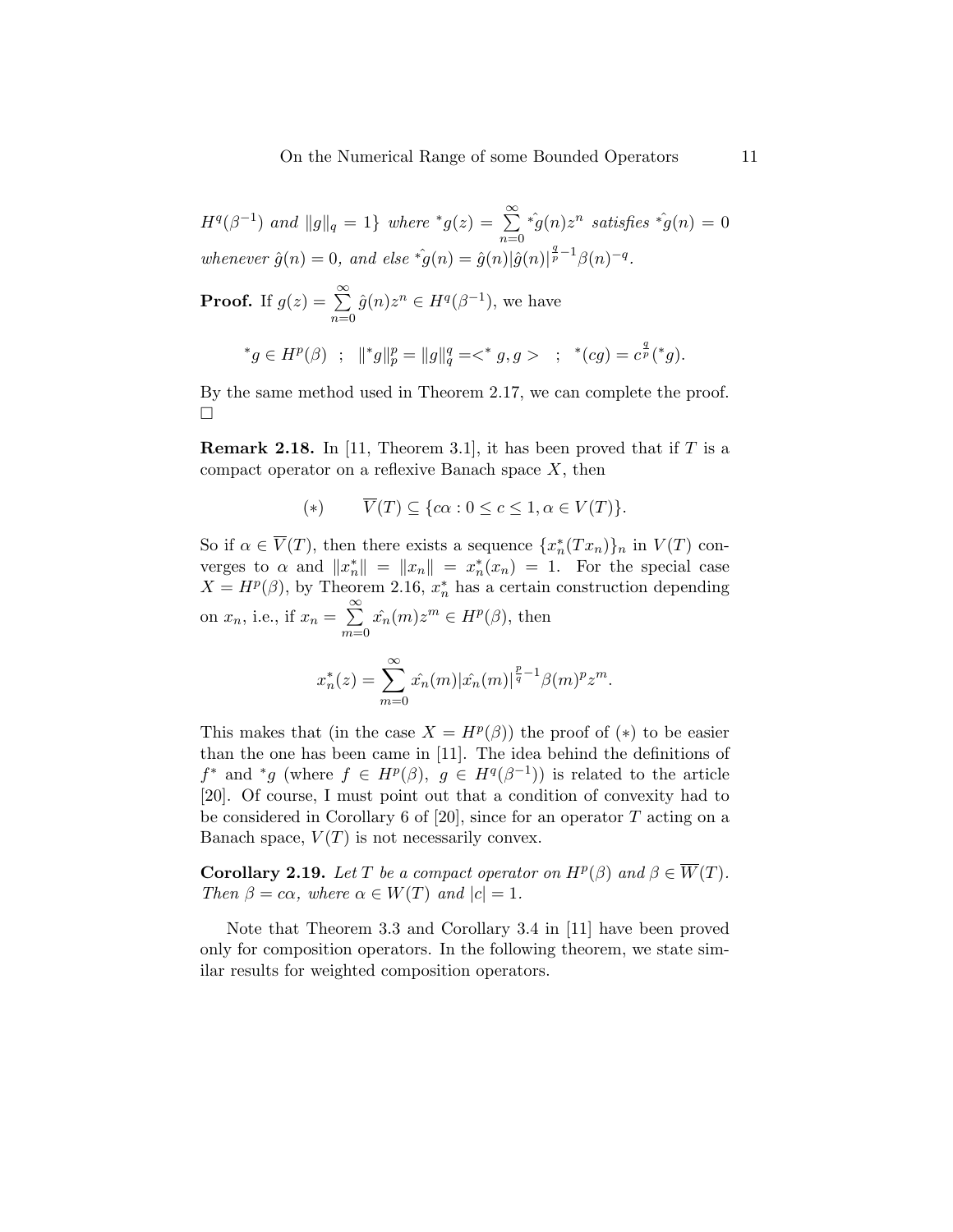*$H^q(\beta^{-1})$ and $\|g\|_q = 1\}$ where ${}^*g(z) = \sum\limits_{n=0}^{\infty} \hat{{}^*g}(n)z^n$ satisfies $\hat{{}^*g}(n) = 0$ whenever $\hat{g}(n) = 0$, and else $\hat{{}^*g}(n) = \hat{g}(n)|\hat{g}(n)|^{\frac{q}{p}-1}\beta(n)^{-q}$.*

**Proof.** If $g(z) = \sum\limits_{n=0}^{\infty} \hat{g}(n)z^n \in H^q(\beta^{-1})$, we have

$$ {}^*g \in H^p(\beta) \quad ; \quad \|{}^*g\|_p^p = \|g\|_q^q = <{}^*g, g> \quad ; \quad {}^*(cg) = c^{\frac{q}{p}}({}^*g). $$

By the same method used in Theorem 2.17, we can complete the proof. □

**Remark 2.18.** In [11, Theorem 3.1], it has been proved that if $T$ is a compact operator on a reflexive Banach space $X$, then

$$ (*) \qquad \overline{V}(T) \subseteq \{c\alpha : 0 \leq c \leq 1, \alpha \in V(T)\}. $$

So if $\alpha \in \overline{V}(T)$, then there exists a sequence $\{x_n^*(Tx_n)\}_n$ in $V(T)$ converges to $\alpha$ and $\|x_n^*\| = \|x_n\| = x_n^*(x_n) = 1$. For the special case $X = H^p(\beta)$, by Theorem 2.16, $x_n^*$ has a certain construction depending on $x_n$, i.e., if $x_n = \sum\limits_{m=0}^{\infty} \hat{x_n}(m)z^m \in H^p(\beta)$, then

$$ x_n^*(z) = \sum_{m=0}^{\infty} \hat{x_n}(m)|\hat{x_n}(m)|^{\frac{p}{q}-1}\beta(m)^p z^m. $$

This makes that (in the case $X = H^p(\beta)$) the proof of $(*)$ to be easier than the one has been came in [11]. The idea behind the definitions of $f^*$ and ${}^*g$ (where $f \in H^p(\beta)$, $g \in H^q(\beta^{-1})$) is related to the article [20]. Of course, I must point out that a condition of convexity had to be considered in Corollary 6 of [20], since for an operator $T$ acting on a Banach space, $V(T)$ is not necessarily convex.

**Corollary 2.19.** *Let $T$ be a compact operator on $H^p(\beta)$ and $\beta \in \overline{W}(T)$. Then $\beta = c\alpha$, where $\alpha \in W(T)$ and $|c| = 1$.*

Note that Theorem 3.3 and Corollary 3.4 in [11] have been proved only for composition operators. In the following theorem, we state similar results for weighted composition operators.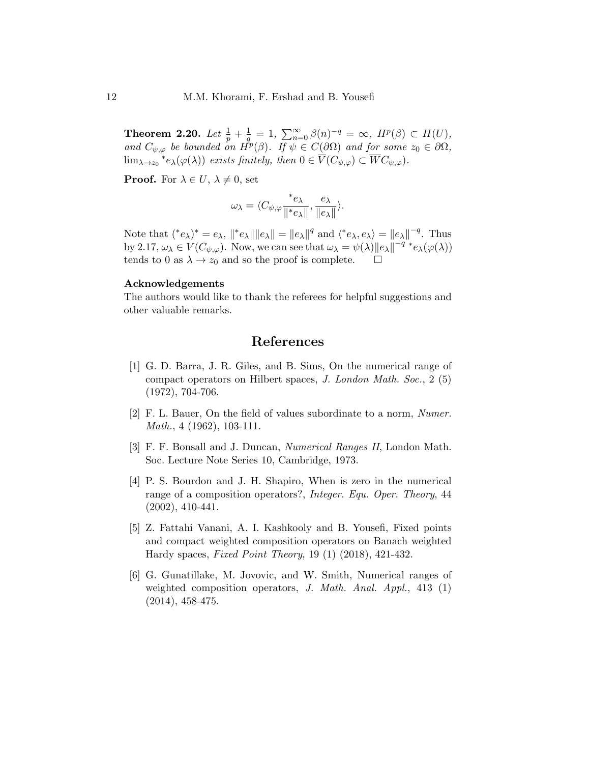**Theorem 2.20.** *Let $\frac{1}{p}+\frac{1}{q}=1$, $\sum_{n=0}^{\infty}\beta(n)^{-q}=\infty$, $H^p(\beta)\subset H(U)$, and $C_{\psi,\varphi}$ be bounded on $H^p(\beta)$. If $\psi\in C(\partial\Omega)$ and for some $z_0\in\partial\Omega$, $\lim_{\lambda\to z_0}{}^*e_\lambda(\varphi(\lambda))$ exists finitely, then $0\in\overline{V}(C_{\psi,\varphi})\subset\overline{W}C_{\psi,\varphi})$.*

**Proof.** For $\lambda\in U$, $\lambda\neq 0$, set

$$\omega_\lambda=\langle C_{\psi,\varphi}\frac{{}^*e_\lambda}{\|{}^*e_\lambda\|},\frac{e_\lambda}{\|e_\lambda\|}\rangle.$$

Note that $({}^*e_\lambda)^*=e_\lambda$, $\|{}^*e_\lambda\|\|e_\lambda\|=\|e_\lambda\|^q$ and $\langle{}^*e_\lambda,e_\lambda\rangle=\|e_\lambda\|^{-q}$. Thus by 2.17, $\omega_\lambda\in V(C_{\psi,\varphi})$. Now, we can see that $\omega_\lambda=\psi(\lambda)\|e_\lambda\|^{-q}\,{}^*e_\lambda(\varphi(\lambda))$ tends to 0 as $\lambda\to z_0$ and so the proof is complete. □

**Acknowledgements**

The authors would like to thank the referees for helpful suggestions and other valuable remarks.

## References

[1] G. D. Barra, J. R. Giles, and B. Sims, On the numerical range of compact operators on Hilbert spaces, *J. London Math. Soc.*, 2 (5) (1972), 704-706.

[2] F. L. Bauer, On the field of values subordinate to a norm, *Numer. Math.*, 4 (1962), 103-111.

[3] F. F. Bonsall and J. Duncan, *Numerical Ranges II*, London Math. Soc. Lecture Note Series 10, Cambridge, 1973.

[4] P. S. Bourdon and J. H. Shapiro, When is zero in the numerical range of a composition operators?, *Integer. Equ. Oper. Theory*, 44 (2002), 410-441.

[5] Z. Fattahi Vanani, A. I. Kashkooly and B. Yousefi, Fixed points and compact weighted composition operators on Banach weighted Hardy spaces, *Fixed Point Theory*, 19 (1) (2018), 421-432.

[6] G. Gunatillake, M. Jovovic, and W. Smith, Numerical ranges of weighted composition operators, *J. Math. Anal. Appl.*, 413 (1) (2014), 458-475.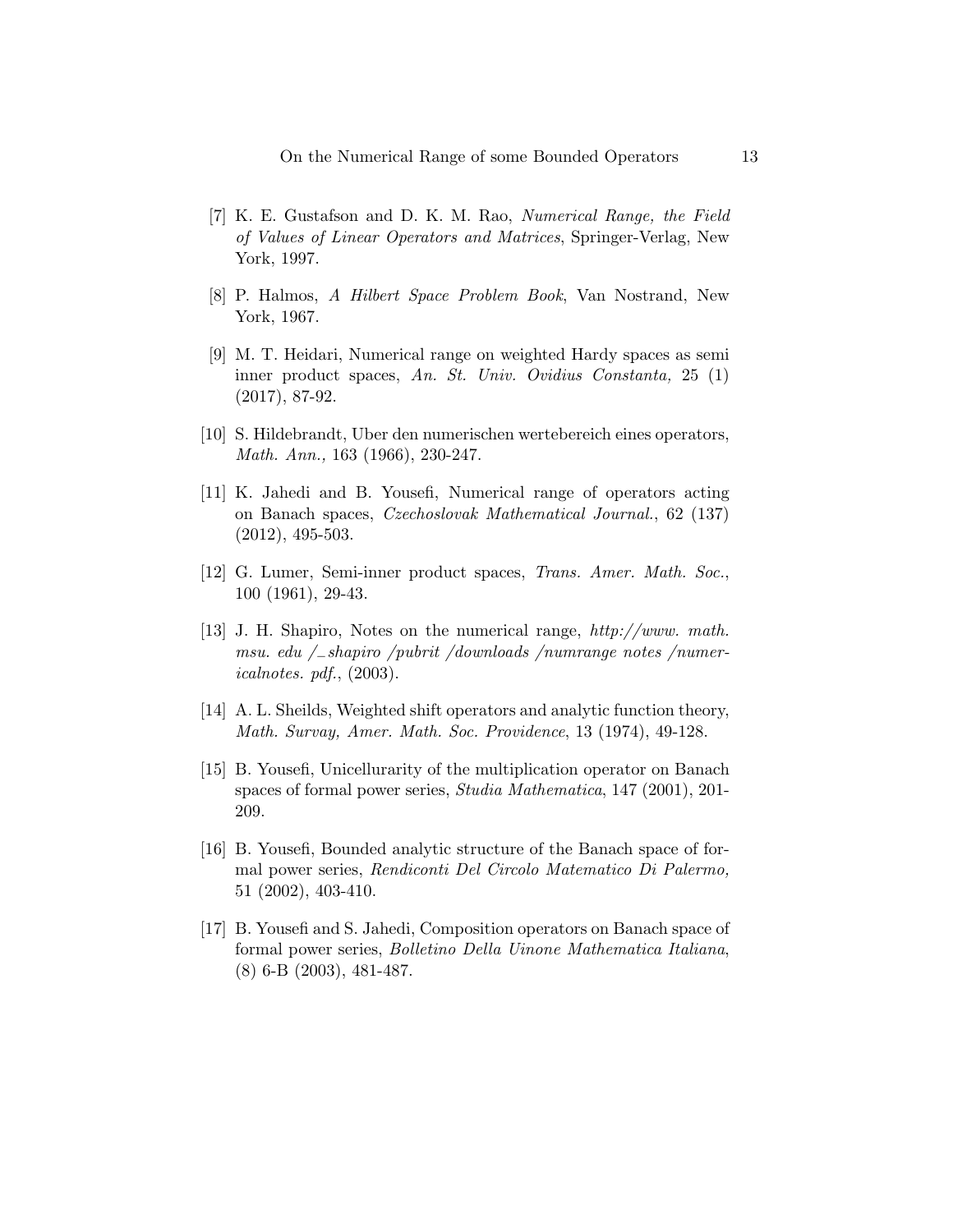[7] K. E. Gustafson and D. K. M. Rao, *Numerical Range, the Field of Values of Linear Operators and Matrices*, Springer-Verlag, New York, 1997.

[8] P. Halmos, *A Hilbert Space Problem Book*, Van Nostrand, New York, 1967.

[9] M. T. Heidari, Numerical range on weighted Hardy spaces as semi inner product spaces, *An. St. Univ. Ovidius Constanta,* 25 (1) (2017), 87-92.

[10] S. Hildebrandt, Uber den numerischen wertebereich eines operators, *Math. Ann.,* 163 (1966), 230-247.

[11] K. Jahedi and B. Yousefi, Numerical range of operators acting on Banach spaces, *Czechoslovak Mathematical Journal.*, 62 (137) (2012), 495-503.

[12] G. Lumer, Semi-inner product spaces, *Trans. Amer. Math. Soc.*, 100 (1961), 29-43.

[13] J. H. Shapiro, Notes on the numerical range, *http://www. math. msu. edu /_shapiro /pubrit /downloads /numrange notes /numericalnotes. pdf.*, (2003).

[14] A. L. Sheilds, Weighted shift operators and analytic function theory, *Math. Survay, Amer. Math. Soc. Providence*, 13 (1974), 49-128.

[15] B. Yousefi, Unicellurarity of the multiplication operator on Banach spaces of formal power series, *Studia Mathematica*, 147 (2001), 201-209.

[16] B. Yousefi, Bounded analytic structure of the Banach space of formal power series, *Rendiconti Del Circolo Matematico Di Palermo,* 51 (2002), 403-410.

[17] B. Yousefi and S. Jahedi, Composition operators on Banach space of formal power series, *Bolletino Della Uinone Mathematica Italiana*, (8) 6-B (2003), 481-487.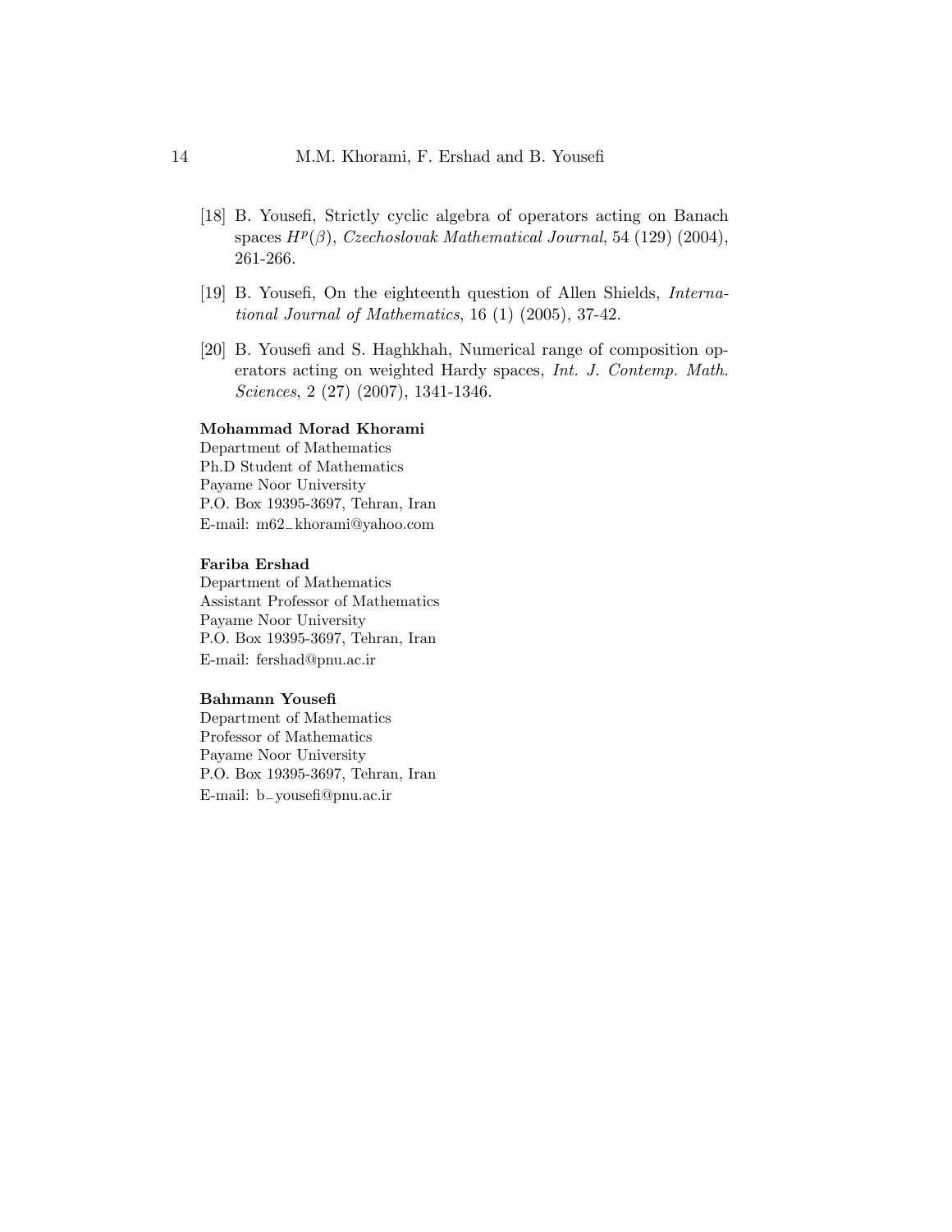[18] B. Yousefi, Strictly cyclic algebra of operators acting on Banach spaces $H^p(\beta)$, *Czechoslovak Mathematical Journal*, 54 (129) (2004), 261-266.

[19] B. Yousefi, On the eighteenth question of Allen Shields, *International Journal of Mathematics*, 16 (1) (2005), 37-42.

[20] B. Yousefi and S. Haghkhah, Numerical range of composition operators acting on weighted Hardy spaces, *Int. J. Contemp. Math. Sciences*, 2 (27) (2007), 1341-1346.

**Mohammad Morad Khorami**
Department of Mathematics
Ph.D Student of Mathematics
Payame Noor University
P.O. Box 19395-3697, Tehran, Iran
E-mail: m62_khorami@yahoo.com

**Fariba Ershad**
Department of Mathematics
Assistant Professor of Mathematics
Payame Noor University
P.O. Box 19395-3697, Tehran, Iran
E-mail: fershad@pnu.ac.ir

**Bahmann Yousefi**
Department of Mathematics
Professor of Mathematics
Payame Noor University
P.O. Box 19395-3697, Tehran, Iran
E-mail: b_yousefi@pnu.ac.ir